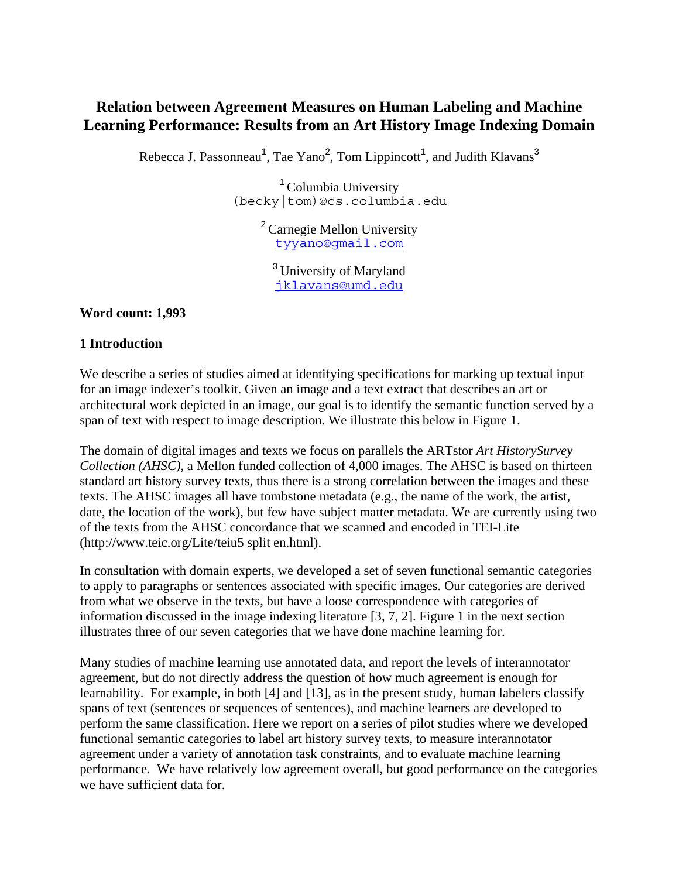# Relation between Agreement Measures on Human Labeling and Machine Learning Performance: Results from an Art History Image Indexing Domain

Rebecca J. Passonneau[1], Tae Yano[2], Tom Lippincott[1], and Judith Klavans[3]

[1] Columbia University
(becky|tom)@cs.columbia.edu

[2] Carnegie Mellon University
tyyano@gmail.com

[3] University of Maryland
jklavans@umd.edu

**Word count: 1,993**

## 1 Introduction

We describe a series of studies aimed at identifying specifications for marking up textual input for an image indexer's toolkit. Given an image and a text extract that describes an art or architectural work depicted in an image, our goal is to identify the semantic function served by a span of text with respect to image description. We illustrate this below in Figure 1.

The domain of digital images and texts we focus on parallels the ARTstor *Art HistorySurvey Collection (AHSC)*, a Mellon funded collection of 4,000 images. The AHSC is based on thirteen standard art history survey texts, thus there is a strong correlation between the images and these texts. The AHSC images all have tombstone metadata (e.g., the name of the work, the artist, date, the location of the work), but few have subject matter metadata. We are currently using two of the texts from the AHSC concordance that we scanned and encoded in TEI-Lite (http://www.teic.org/Lite/teiu5 split en.html).

In consultation with domain experts, we developed a set of seven functional semantic categories to apply to paragraphs or sentences associated with specific images. Our categories are derived from what we observe in the texts, but have a loose correspondence with categories of information discussed in the image indexing literature [3, 7, 2]. Figure 1 in the next section illustrates three of our seven categories that we have done machine learning for.

Many studies of machine learning use annotated data, and report the levels of interannotator agreement, but do not directly address the question of how much agreement is enough for learnability. For example, in both [4] and [13], as in the present study, human labelers classify spans of text (sentences or sequences of sentences), and machine learners are developed to perform the same classification. Here we report on a series of pilot studies where we developed functional semantic categories to label art history survey texts, to measure interannotator agreement under a variety of annotation task constraints, and to evaluate machine learning performance. We have relatively low agreement overall, but good performance on the categories we have sufficient data for.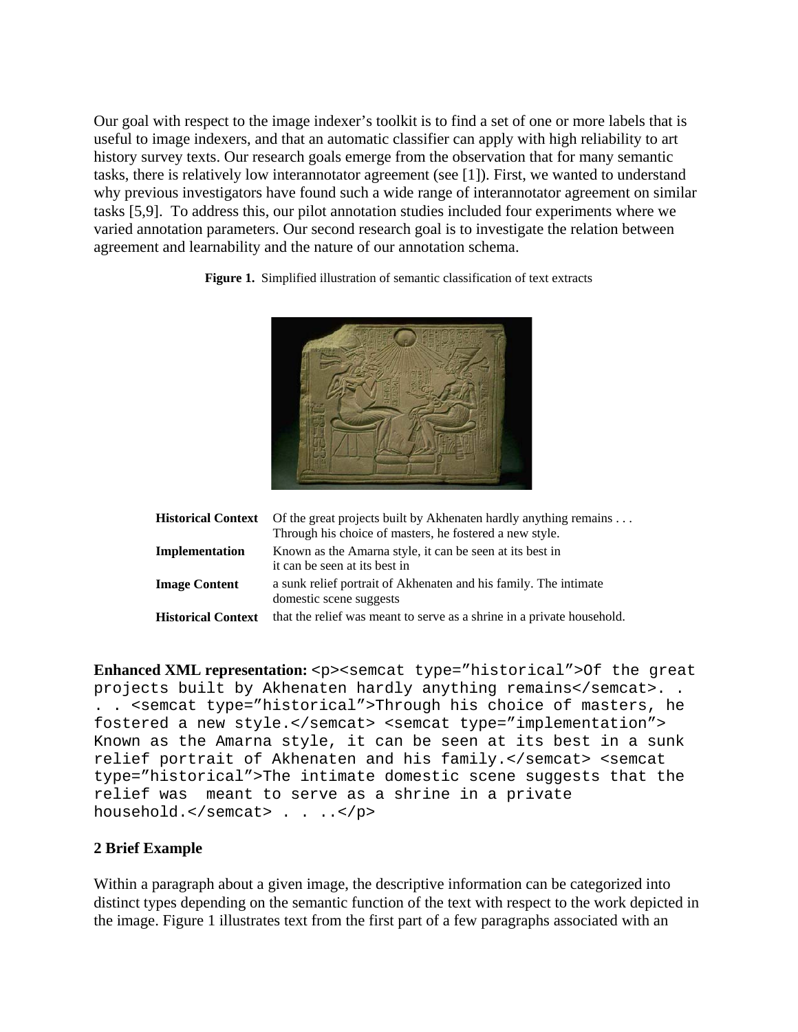Our goal with respect to the image indexer's toolkit is to find a set of one or more labels that is useful to image indexers, and that an automatic classifier can apply with high reliability to art history survey texts. Our research goals emerge from the observation that for many semantic tasks, there is relatively low interannotator agreement (see [1]). First, we wanted to understand why previous investigators have found such a wide range of interannotator agreement on similar tasks [5,9]. To address this, our pilot annotation studies included four experiments where we varied annotation parameters. Our second research goal is to investigate the relation between agreement and learnability and the nature of our annotation schema.

**Figure 1.** Simplified illustration of semantic classification of text extracts

| | |
|---|---|
| **Historical Context** | Of the great projects built by Akhenaten hardly anything remains . . . Through his choice of masters, he fostered a new style. |
| **Implementation** | Known as the Amarna style, it can be seen at its best in it can be seen at its best in |
| **Image Content** | a sunk relief portrait of Akhenaten and his family. The intimate domestic scene suggests |
| **Historical Context** | that the relief was meant to serve as a shrine in a private household. |

**Enhanced XML representation:** `<p><semcat type="historical">Of the great projects built by Akhenaten hardly anything remains</semcat>. . . . . <semcat type="historical">Through his choice of masters, he fostered a new style.</semcat> <semcat type="implementation"> Known as the Amarna style, it can be seen at its best in a sunk relief portrait of Akhenaten and his family.</semcat> <semcat type="historical">The intimate domestic scene suggests that the relief was  meant to serve as a shrine in a private household.</semcat> . . . ..</p>`

## 2 Brief Example

Within a paragraph about a given image, the descriptive information can be categorized into distinct types depending on the semantic function of the text with respect to the work depicted in the image. Figure 1 illustrates text from the first part of a few paragraphs associated with an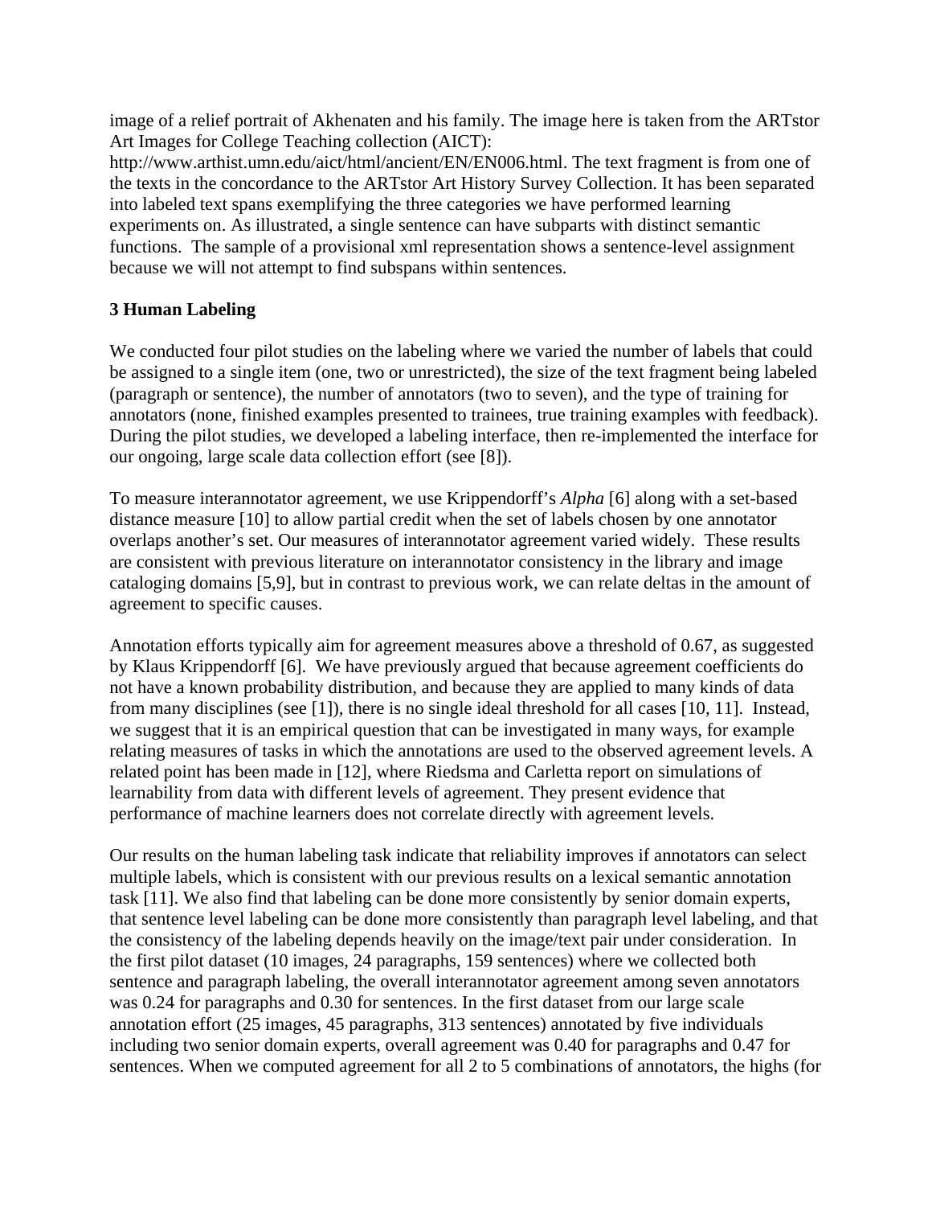image of a relief portrait of Akhenaten and his family. The image here is taken from the ARTstor Art Images for College Teaching collection (AICT): http://www.arthist.umn.edu/aict/html/ancient/EN/EN006.html. The text fragment is from one of the texts in the concordance to the ARTstor Art History Survey Collection. It has been separated into labeled text spans exemplifying the three categories we have performed learning experiments on. As illustrated, a single sentence can have subparts with distinct semantic functions. The sample of a provisional xml representation shows a sentence-level assignment because we will not attempt to find subspans within sentences.

## 3 Human Labeling

We conducted four pilot studies on the labeling where we varied the number of labels that could be assigned to a single item (one, two or unrestricted), the size of the text fragment being labeled (paragraph or sentence), the number of annotators (two to seven), and the type of training for annotators (none, finished examples presented to trainees, true training examples with feedback). During the pilot studies, we developed a labeling interface, then re-implemented the interface for our ongoing, large scale data collection effort (see [8]).

To measure interannotator agreement, we use Krippendorff's *Alpha* [6] along with a set-based distance measure [10] to allow partial credit when the set of labels chosen by one annotator overlaps another's set. Our measures of interannotator agreement varied widely. These results are consistent with previous literature on interannotator consistency in the library and image cataloging domains [5,9], but in contrast to previous work, we can relate deltas in the amount of agreement to specific causes.

Annotation efforts typically aim for agreement measures above a threshold of 0.67, as suggested by Klaus Krippendorff [6]. We have previously argued that because agreement coefficients do not have a known probability distribution, and because they are applied to many kinds of data from many disciplines (see [1]), there is no single ideal threshold for all cases [10, 11]. Instead, we suggest that it is an empirical question that can be investigated in many ways, for example relating measures of tasks in which the annotations are used to the observed agreement levels. A related point has been made in [12], where Riedsma and Carletta report on simulations of learnability from data with different levels of agreement. They present evidence that performance of machine learners does not correlate directly with agreement levels.

Our results on the human labeling task indicate that reliability improves if annotators can select multiple labels, which is consistent with our previous results on a lexical semantic annotation task [11]. We also find that labeling can be done more consistently by senior domain experts, that sentence level labeling can be done more consistently than paragraph level labeling, and that the consistency of the labeling depends heavily on the image/text pair under consideration. In the first pilot dataset (10 images, 24 paragraphs, 159 sentences) where we collected both sentence and paragraph labeling, the overall interannotator agreement among seven annotators was 0.24 for paragraphs and 0.30 for sentences. In the first dataset from our large scale annotation effort (25 images, 45 paragraphs, 313 sentences) annotated by five individuals including two senior domain experts, overall agreement was 0.40 for paragraphs and 0.47 for sentences. When we computed agreement for all 2 to 5 combinations of annotators, the highs (for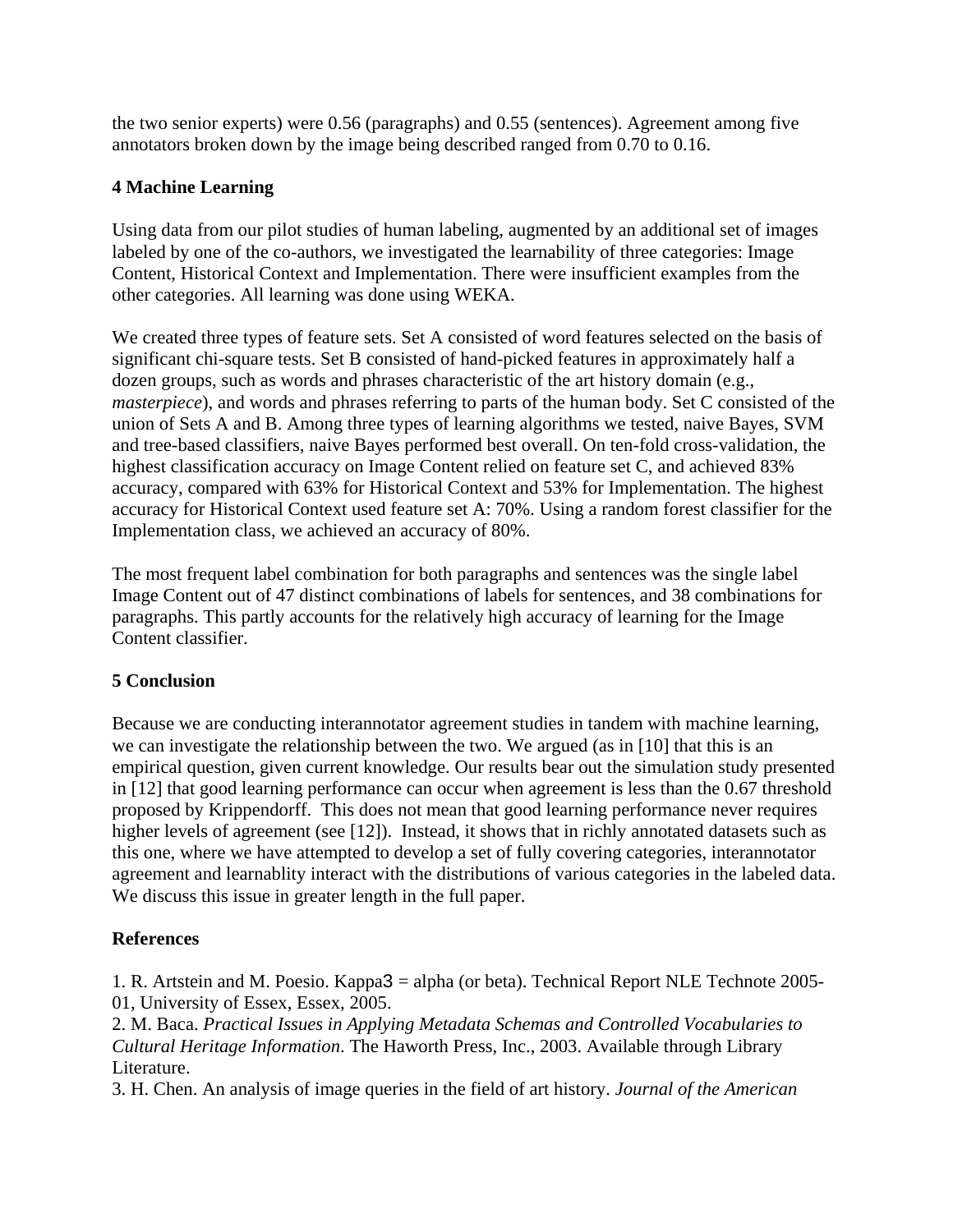the two senior experts) were 0.56 (paragraphs) and 0.55 (sentences). Agreement among five annotators broken down by the image being described ranged from 0.70 to 0.16.

## 4 Machine Learning

Using data from our pilot studies of human labeling, augmented by an additional set of images labeled by one of the co-authors, we investigated the learnability of three categories: Image Content, Historical Context and Implementation. There were insufficient examples from the other categories. All learning was done using WEKA.

We created three types of feature sets. Set A consisted of word features selected on the basis of significant chi-square tests. Set B consisted of hand-picked features in approximately half a dozen groups, such as words and phrases characteristic of the art history domain (e.g., *masterpiece*), and words and phrases referring to parts of the human body. Set C consisted of the union of Sets A and B. Among three types of learning algorithms we tested, naive Bayes, SVM and tree-based classifiers, naive Bayes performed best overall. On ten-fold cross-validation, the highest classification accuracy on Image Content relied on feature set C, and achieved 83% accuracy, compared with 63% for Historical Context and 53% for Implementation. The highest accuracy for Historical Context used feature set A: 70%. Using a random forest classifier for the Implementation class, we achieved an accuracy of 80%.

The most frequent label combination for both paragraphs and sentences was the single label Image Content out of 47 distinct combinations of labels for sentences, and 38 combinations for paragraphs. This partly accounts for the relatively high accuracy of learning for the Image Content classifier.

## 5 Conclusion

Because we are conducting interannotator agreement studies in tandem with machine learning, we can investigate the relationship between the two. We argued (as in [10] that this is an empirical question, given current knowledge. Our results bear out the simulation study presented in [12] that good learning performance can occur when agreement is less than the 0.67 threshold proposed by Krippendorff. This does not mean that good learning performance never requires higher levels of agreement (see [12]). Instead, it shows that in richly annotated datasets such as this one, where we have attempted to develop a set of fully covering categories, interannotator agreement and learnablity interact with the distributions of various categories in the labeled data. We discuss this issue in greater length in the full paper.

## References

1. R. Artstein and M. Poesio. Kappa3 = alpha (or beta). Technical Report NLE Technote 2005-01, University of Essex, Essex, 2005.
2. M. Baca. *Practical Issues in Applying Metadata Schemas and Controlled Vocabularies to Cultural Heritage Information*. The Haworth Press, Inc., 2003. Available through Library Literature.
3. H. Chen. An analysis of image queries in the field of art history. *Journal of the American*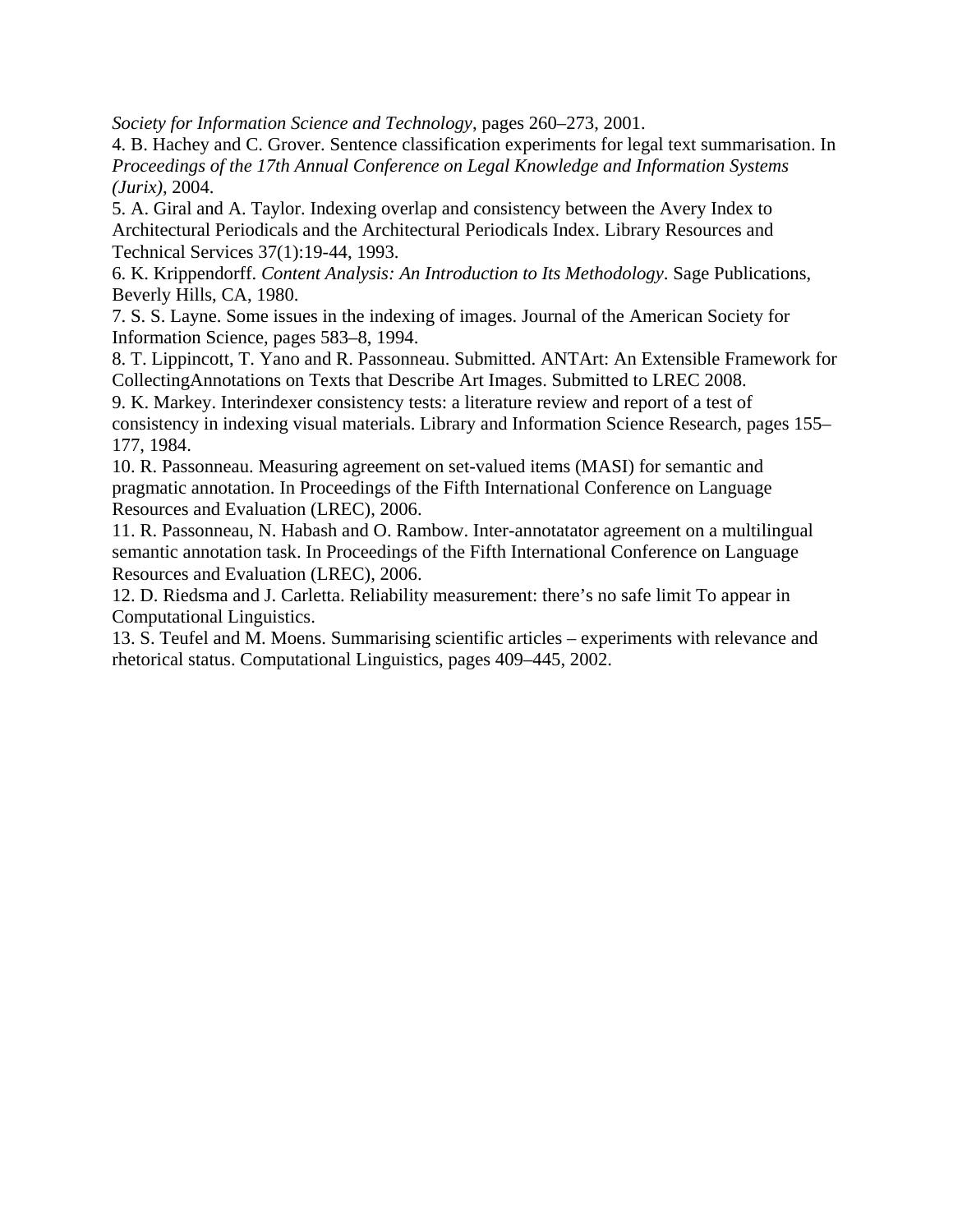*Society for Information Science and Technology*, pages 260–273, 2001.

4. B. Hachey and C. Grover. Sentence classification experiments for legal text summarisation. In *Proceedings of the 17th Annual Conference on Legal Knowledge and Information Systems (Jurix)*, 2004.

5. A. Giral and A. Taylor. Indexing overlap and consistency between the Avery Index to Architectural Periodicals and the Architectural Periodicals Index. Library Resources and Technical Services 37(1):19-44, 1993.

6. K. Krippendorff. *Content Analysis: An Introduction to Its Methodology*. Sage Publications, Beverly Hills, CA, 1980.

7. S. S. Layne. Some issues in the indexing of images. Journal of the American Society for Information Science, pages 583–8, 1994.

8. T. Lippincott, T. Yano and R. Passonneau. Submitted. ANTArt: An Extensible Framework for CollectingAnnotations on Texts that Describe Art Images. Submitted to LREC 2008.

9. K. Markey. Interindexer consistency tests: a literature review and report of a test of consistency in indexing visual materials. Library and Information Science Research, pages 155–177, 1984.

10. R. Passonneau. Measuring agreement on set-valued items (MASI) for semantic and pragmatic annotation. In Proceedings of the Fifth International Conference on Language Resources and Evaluation (LREC), 2006.

11. R. Passonneau, N. Habash and O. Rambow. Inter-annotatator agreement on a multilingual semantic annotation task. In Proceedings of the Fifth International Conference on Language Resources and Evaluation (LREC), 2006.

12. D. Riedsma and J. Carletta. Reliability measurement: there's no safe limit To appear in Computational Linguistics.

13. S. Teufel and M. Moens. Summarising scientific articles – experiments with relevance and rhetorical status. Computational Linguistics, pages 409–445, 2002.